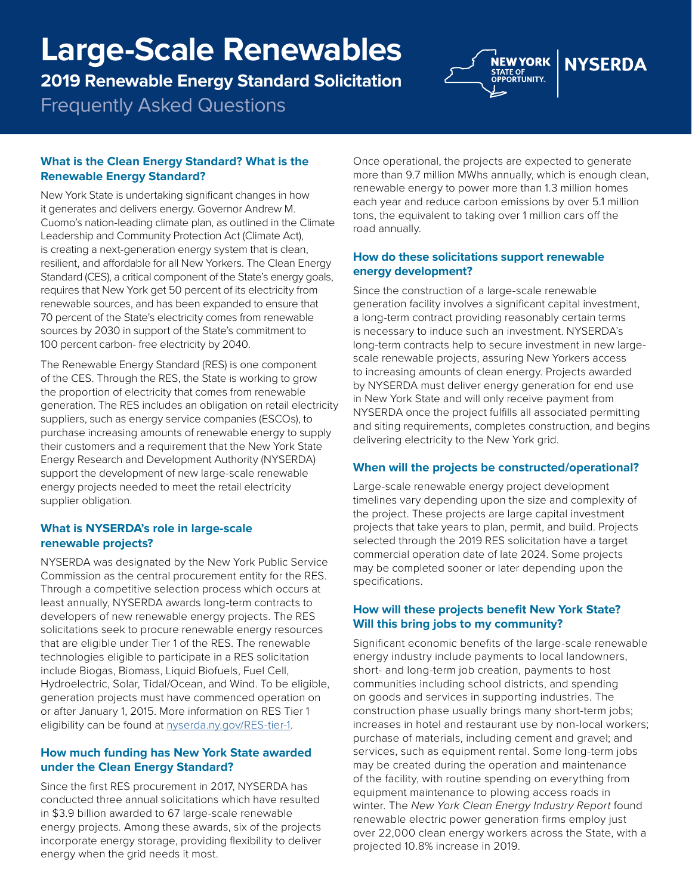# Large-Scale Renewables

## 2019 Renewable Energy Standard Solicitation

Frequently Asked Questions

NEW YORK STATE OF OPPORTUNITY. | NYSERDA

### What is the Clean Energy Standard? What is the Renewable Energy Standard?

New York State is undertaking significant changes in how it generates and delivers energy. Governor Andrew M. Cuomo's nation-leading climate plan, as outlined in the Climate Leadership and Community Protection Act (Climate Act), is creating a next-generation energy system that is clean, resilient, and affordable for all New Yorkers. The Clean Energy Standard (CES), a critical component of the State's energy goals, requires that New York get 50 percent of its electricity from renewable sources, and has been expanded to ensure that 70 percent of the State's electricity comes from renewable sources by 2030 in support of the State's commitment to 100 percent carbon- free electricity by 2040.

The Renewable Energy Standard (RES) is one component of the CES. Through the RES, the State is working to grow the proportion of electricity that comes from renewable generation. The RES includes an obligation on retail electricity suppliers, such as energy service companies (ESCOs), to purchase increasing amounts of renewable energy to supply their customers and a requirement that the New York State Energy Research and Development Authority (NYSERDA) support the development of new large-scale renewable energy projects needed to meet the retail electricity supplier obligation.

### What is NYSERDA's role in large-scale renewable projects?

NYSERDA was designated by the New York Public Service Commission as the central procurement entity for the RES. Through a competitive selection process which occurs at least annually, NYSERDA awards long-term contracts to developers of new renewable energy projects. The RES solicitations seek to procure renewable energy resources that are eligible under Tier 1 of the RES. The renewable technologies eligible to participate in a RES solicitation include Biogas, Biomass, Liquid Biofuels, Fuel Cell, Hydroelectric, Solar, Tidal/Ocean, and Wind. To be eligible, generation projects must have commenced operation on or after January 1, 2015. More information on RES Tier 1 eligibility can be found at nyserda.ny.gov/RES-tier-1.

### How much funding has New York State awarded under the Clean Energy Standard?

Since the first RES procurement in 2017, NYSERDA has conducted three annual solicitations which have resulted in $3.9 billion awarded to 67 large-scale renewable energy projects. Among these awards, six of the projects incorporate energy storage, providing flexibility to deliver energy when the grid needs it most.

Once operational, the projects are expected to generate more than 9.7 million MWhs annually, which is enough clean, renewable energy to power more than 1.3 million homes each year and reduce carbon emissions by over 5.1 million tons, the equivalent to taking over 1 million cars off the road annually.

### How do these solicitations support renewable energy development?

Since the construction of a large-scale renewable generation facility involves a significant capital investment, a long-term contract providing reasonably certain terms is necessary to induce such an investment. NYSERDA's long-term contracts help to secure investment in new large-scale renewable projects, assuring New Yorkers access to increasing amounts of clean energy. Projects awarded by NYSERDA must deliver energy generation for end use in New York State and will only receive payment from NYSERDA once the project fulfills all associated permitting and siting requirements, completes construction, and begins delivering electricity to the New York grid.

### When will the projects be constructed/operational?

Large-scale renewable energy project development timelines vary depending upon the size and complexity of the project. These projects are large capital investment projects that take years to plan, permit, and build. Projects selected through the 2019 RES solicitation have a target commercial operation date of late 2024. Some projects may be completed sooner or later depending upon the specifications.

### How will these projects benefit New York State? Will this bring jobs to my community?

Significant economic benefits of the large-scale renewable energy industry include payments to local landowners, short- and long-term job creation, payments to host communities including school districts, and spending on goods and services in supporting industries. The construction phase usually brings many short-term jobs; increases in hotel and restaurant use by non-local workers; purchase of materials, including cement and gravel; and services, such as equipment rental. Some long-term jobs may be created during the operation and maintenance of the facility, with routine spending on everything from equipment maintenance to plowing access roads in winter. The *New York Clean Energy Industry Report* found renewable electric power generation firms employ just over 22,000 clean energy workers across the State, with a projected 10.8% increase in 2019.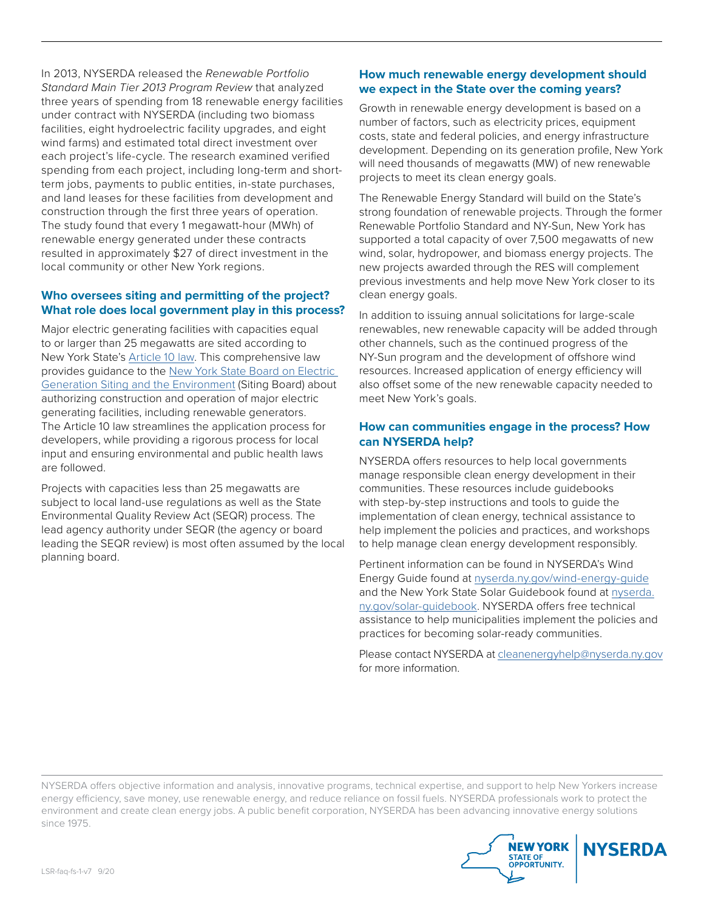In 2013, NYSERDA released the *Renewable Portfolio Standard Main Tier 2013 Program Review* that analyzed three years of spending from 18 renewable energy facilities under contract with NYSERDA (including two biomass facilities, eight hydroelectric facility upgrades, and eight wind farms) and estimated total direct investment over each project's life-cycle. The research examined verified spending from each project, including long-term and short-term jobs, payments to public entities, in-state purchases, and land leases for these facilities from development and construction through the first three years of operation. The study found that every 1 megawatt-hour (MWh) of renewable energy generated under these contracts resulted in approximately $27 of direct investment in the local community or other New York regions.

### Who oversees siting and permitting of the project? What role does local government play in this process?

Major electric generating facilities with capacities equal to or larger than 25 megawatts are sited according to New York State's Article 10 law. This comprehensive law provides guidance to the New York State Board on Electric Generation Siting and the Environment (Siting Board) about authorizing construction and operation of major electric generating facilities, including renewable generators. The Article 10 law streamlines the application process for developers, while providing a rigorous process for local input and ensuring environmental and public health laws are followed.

Projects with capacities less than 25 megawatts are subject to local land-use regulations as well as the State Environmental Quality Review Act (SEQR) process. The lead agency authority under SEQR (the agency or board leading the SEQR review) is most often assumed by the local planning board.

### How much renewable energy development should we expect in the State over the coming years?

Growth in renewable energy development is based on a number of factors, such as electricity prices, equipment costs, state and federal policies, and energy infrastructure development. Depending on its generation profile, New York will need thousands of megawatts (MW) of new renewable projects to meet its clean energy goals.

The Renewable Energy Standard will build on the State's strong foundation of renewable projects. Through the former Renewable Portfolio Standard and NY-Sun, New York has supported a total capacity of over 7,500 megawatts of new wind, solar, hydropower, and biomass energy projects. The new projects awarded through the RES will complement previous investments and help move New York closer to its clean energy goals.

In addition to issuing annual solicitations for large-scale renewables, new renewable capacity will be added through other channels, such as the continued progress of the NY-Sun program and the development of offshore wind resources. Increased application of energy efficiency will also offset some of the new renewable capacity needed to meet New York's goals.

### How can communities engage in the process? How can NYSERDA help?

NYSERDA offers resources to help local governments manage responsible clean energy development in their communities. These resources include guidebooks with step-by-step instructions and tools to guide the implementation of clean energy, technical assistance to help implement the policies and practices, and workshops to help manage clean energy development responsibly.

Pertinent information can be found in NYSERDA's Wind Energy Guide found at nyserda.ny.gov/wind-energy-guide and the New York State Solar Guidebook found at nyserda.ny.gov/solar-guidebook. NYSERDA offers free technical assistance to help municipalities implement the policies and practices for becoming solar-ready communities.

Please contact NYSERDA at cleanenergyhelp@nyserda.ny.gov for more information.

NYSERDA offers objective information and analysis, innovative programs, technical expertise, and support to help New Yorkers increase energy efficiency, save money, use renewable energy, and reduce reliance on fossil fuels. NYSERDA professionals work to protect the environment and create clean energy jobs. A public benefit corporation, NYSERDA has been advancing innovative energy solutions since 1975.

NEW YORK STATE OF OPPORTUNITY. | NYSERDA

LSR-faq-fs-1-v7 9/20